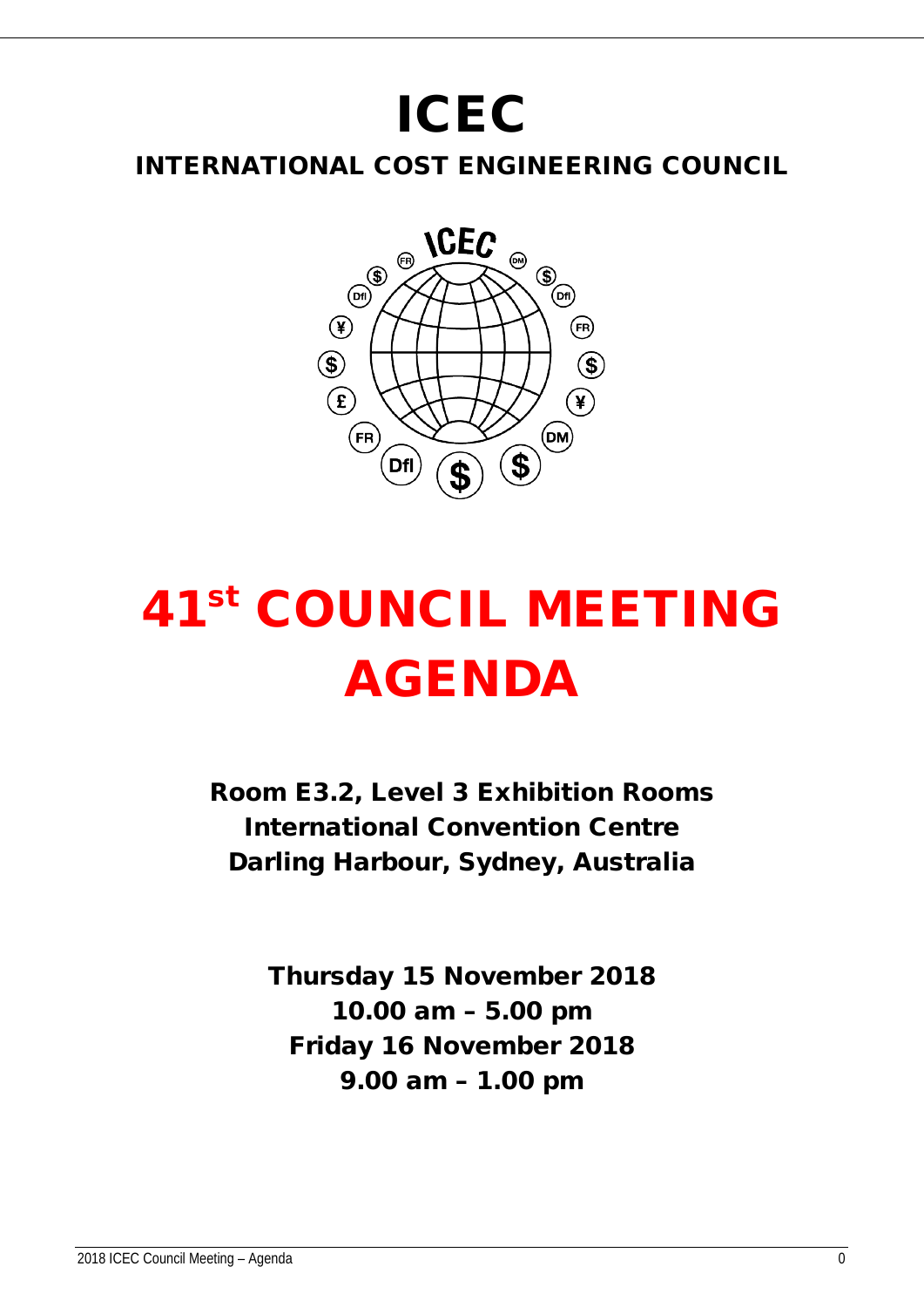# ICEC

## INTERNATIONAL COST ENGINEERING COUNCIL

# 41st COUNCIL MEETING AGENDA

**Room E3.2, Level 3 Exhibition Rooms**
**International Convention Centre**
**Darling Harbour, Sydney, Australia**

**Thursday 15 November 2018**
**10.00 am – 5.00 pm**
**Friday 16 November 2018**
**9.00 am – 1.00 pm**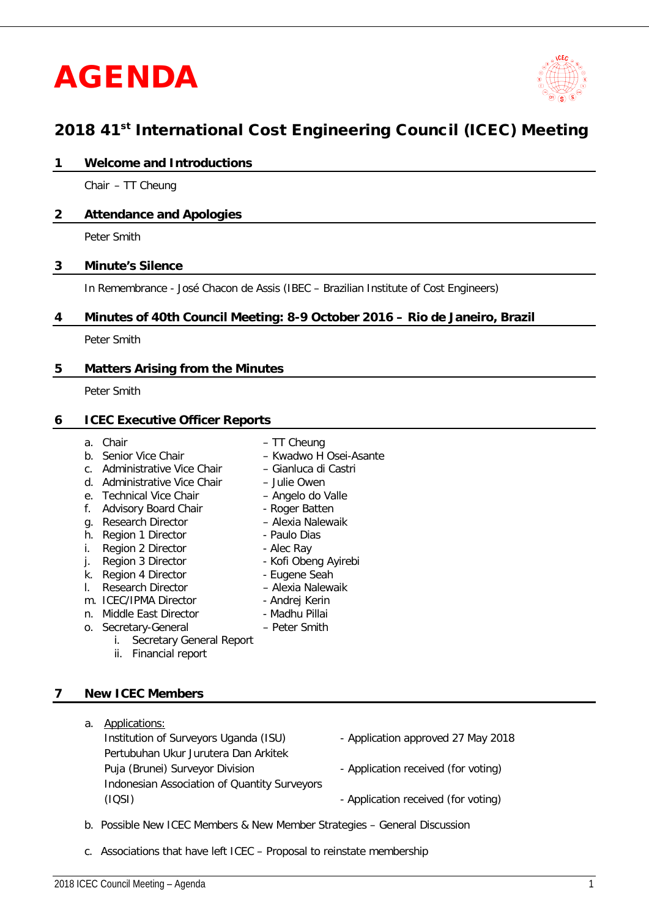# AGENDA

## 2018 41st International Cost Engineering Council (ICEC) Meeting

### 1 Welcome and Introductions

Chair – TT Cheung

### 2 Attendance and Apologies

Peter Smith

### 3 Minute's Silence

In Remembrance - José Chacon de Assis (IBEC – Brazilian Institute of Cost Engineers)

### 4 Minutes of 40th Council Meeting: 8-9 October 2016 – Rio de Janeiro, Brazil

Peter Smith

### 5 Matters Arising from the Minutes

Peter Smith

### 6 ICEC Executive Officer Reports

a. Chair – TT Cheung
b. Senior Vice Chair – Kwadwo H Osei-Asante
c. Administrative Vice Chair – Gianluca di Castri
d. Administrative Vice Chair – Julie Owen
e. Technical Vice Chair – Angelo do Valle
f. Advisory Board Chair - Roger Batten
g. Research Director – Alexia Nalewaik
h. Region 1 Director - Paulo Dias
i. Region 2 Director - Alec Ray
j. Region 3 Director - Kofi Obeng Ayirebi
k. Region 4 Director - Eugene Seah
l. Research Director – Alexia Nalewaik
m. ICEC/IPMA Director - Andrej Kerin
n. Middle East Director - Madhu Pillai
o. Secretary-General – Peter Smith
   i. Secretary General Report
   ii. Financial report

### 7 New ICEC Members

a. Applications:
   - Institution of Surveyors Uganda (ISU) - Application approved 27 May 2018
   - Pertubuhan Ukur Jurutera Dan Arkitek Puja (Brunei) Surveyor Division - Application received (for voting)
   - Indonesian Association of Quantity Surveyors (IQSI) - Application received (for voting)

b. Possible New ICEC Members & New Member Strategies – General Discussion

c. Associations that have left ICEC – Proposal to reinstate membership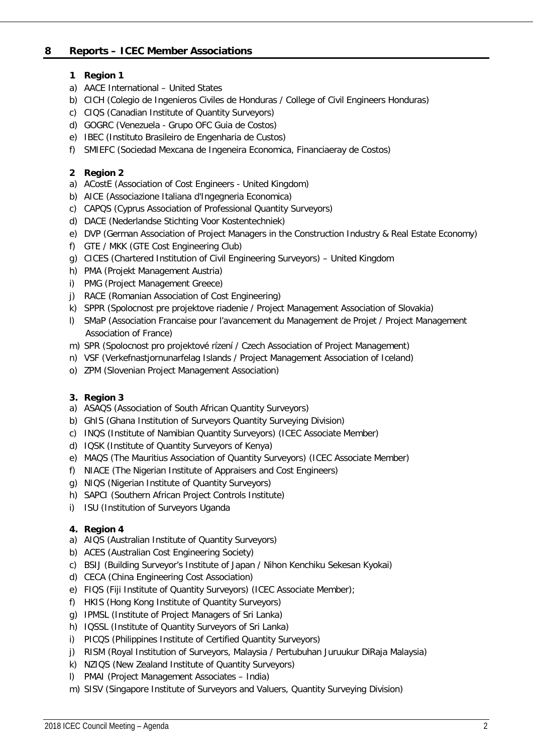## 8 Reports – ICEC Member Associations

### 1 Region 1

a) AACE International – United States
b) CICH (Colegio de Ingenieros Civiles de Honduras / College of Civil Engineers Honduras)
c) CIQS (Canadian Institute of Quantity Surveyors)
d) GOGRC (Venezuela - Grupo OFC Guia de Costos)
e) IBEC (Instituto Brasileiro de Engenharia de Custos)
f) SMIEFC (Sociedad Mexcana de Ingeneira Economica, Financiaeray de Costos)

### 2 Region 2

a) ACostE (Association of Cost Engineers - United Kingdom)
b) AICE (Associazione Italiana d'Ingegneria Economica)
c) CAPQS (Cyprus Association of Professional Quantity Surveyors)
d) DACE (Nederlandse Stichting Voor Kostentechniek)
e) DVP (German Association of Project Managers in the Construction Industry & Real Estate Economy)
f) GTE / MKK (GTE Cost Engineering Club)
g) CICES (Chartered Institution of Civil Engineering Surveyors) – United Kingdom
h) PMA (Projekt Management Austria)
i) PMG (Project Management Greece)
j) RACE (Romanian Association of Cost Engineering)
k) SPPR (Spolocnost pre projektove riadenie / Project Management Association of Slovakia)
l) SMaP (Association Francaise pour l'avancement du Management de Projet / Project Management Association of France)
m) SPR (Spolocnost pro projektové řízení / Czech Association of Project Management)
n) VSF (Verkefnastjornunarfelag Islands / Project Management Association of Iceland)
o) ZPM (Slovenian Project Management Association)

### 3. Region 3

a) ASAQS (Association of South African Quantity Surveyors)
b) GhIS (Ghana Institution of Surveyors Quantity Surveying Division)
c) INQS (Institute of Namibian Quantity Surveyors) (ICEC Associate Member)
d) IQSK (Institute of Quantity Surveyors of Kenya)
e) MAQS (The Mauritius Association of Quantity Surveyors) (ICEC Associate Member)
f) NIACE (The Nigerian Institute of Appraisers and Cost Engineers)
g) NIQS (Nigerian Institute of Quantity Surveyors)
h) SAPCI (Southern African Project Controls Institute)
i) ISU (Institution of Surveyors Uganda

### 4. Region 4

a) AIQS (Australian Institute of Quantity Surveyors)
b) ACES (Australian Cost Engineering Society)
c) BSIJ (Building Surveyor's Institute of Japan / Nihon Kenchiku Sekesan Kyokai)
d) CECA (China Engineering Cost Association)
e) FIQS (Fiji Institute of Quantity Surveyors) (ICEC Associate Member);
f) HKIS (Hong Kong Institute of Quantity Surveyors)
g) IPMSL (Institute of Project Managers of Sri Lanka)
h) IQSSL (Institute of Quantity Surveyors of Sri Lanka)
i) PICQS (Philippines Institute of Certified Quantity Surveyors)
j) RISM (Royal Institution of Surveyors, Malaysia / Pertubuhan Juruukur DiRaja Malaysia)
k) NZIQS (New Zealand Institute of Quantity Surveyors)
l) PMAI (Project Management Associates – India)
m) SISV (Singapore Institute of Surveyors and Valuers, Quantity Surveying Division)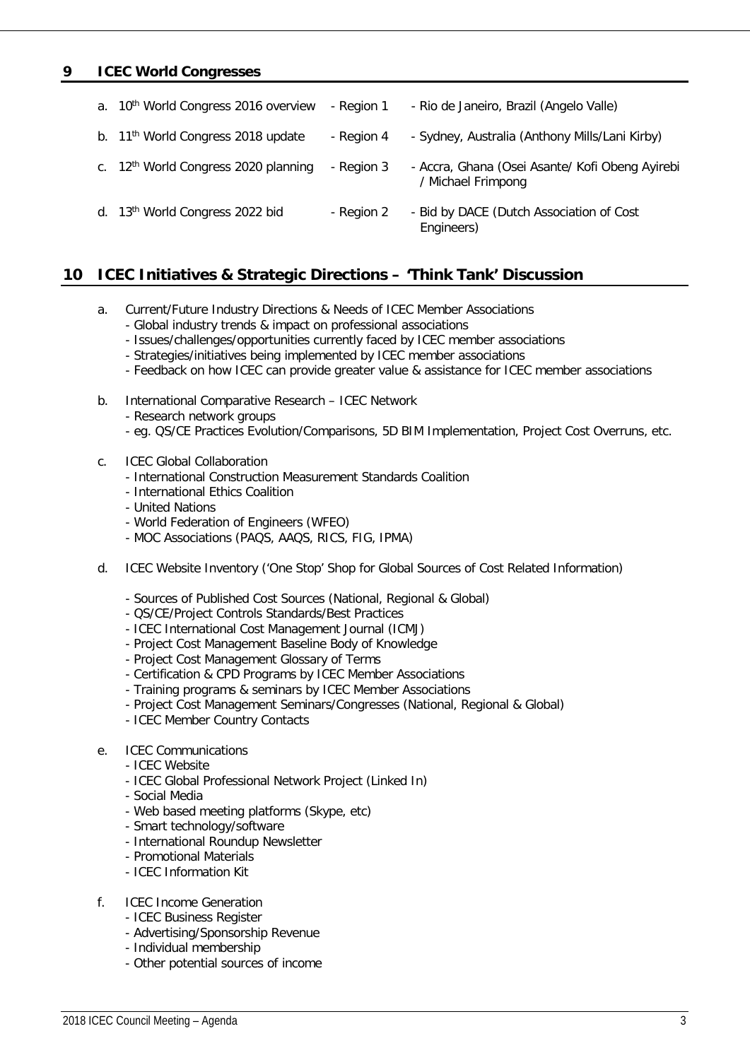## 9 ICEC World Congresses

| | | |
|---|---|---|
| a. 10th World Congress 2016 overview | - Region 1 | - Rio de Janeiro, Brazil (Angelo Valle) |
| b. 11th World Congress 2018 update | - Region 4 | - Sydney, Australia (Anthony Mills/Lani Kirby) |
| c. 12th World Congress 2020 planning | - Region 3 | - Accra, Ghana (Osei Asante/ Kofi Obeng Ayirebi / Michael Frimpong |
| d. 13th World Congress 2022 bid | - Region 2 | - Bid by DACE (Dutch Association of Cost Engineers) |

## 10 ICEC Initiatives & Strategic Directions – 'Think Tank' Discussion

a. Current/Future Industry Directions & Needs of ICEC Member Associations
   - Global industry trends & impact on professional associations
   - Issues/challenges/opportunities currently faced by ICEC member associations
   - Strategies/initiatives being implemented by ICEC member associations
   - Feedback on how ICEC can provide greater value & assistance for ICEC member associations

b. International Comparative Research – ICEC Network
   - Research network groups
   - eg. QS/CE Practices Evolution/Comparisons, 5D BIM Implementation, Project Cost Overruns, etc.

c. ICEC Global Collaboration
   - International Construction Measurement Standards Coalition
   - International Ethics Coalition
   - United Nations
   - World Federation of Engineers (WFEO)
   - MOC Associations (PAQS, AAQS, RICS, FIG, IPMA)

d. ICEC Website Inventory ('One Stop' Shop for Global Sources of Cost Related Information)

   - Sources of Published Cost Sources (National, Regional & Global)
   - QS/CE/Project Controls Standards/Best Practices
   - ICEC International Cost Management Journal (ICMJ)
   - Project Cost Management Baseline Body of Knowledge
   - Project Cost Management Glossary of Terms
   - Certification & CPD Programs by ICEC Member Associations
   - Training programs & seminars by ICEC Member Associations
   - Project Cost Management Seminars/Congresses (National, Regional & Global)
   - ICEC Member Country Contacts

e. ICEC Communications
   - ICEC Website
   - ICEC Global Professional Network Project (Linked In)
   - Social Media
   - Web based meeting platforms (Skype, etc)
   - Smart technology/software
   - International Roundup Newsletter
   - Promotional Materials
   - ICEC Information Kit

f. ICEC Income Generation
   - ICEC Business Register
   - Advertising/Sponsorship Revenue
   - Individual membership
   - Other potential sources of income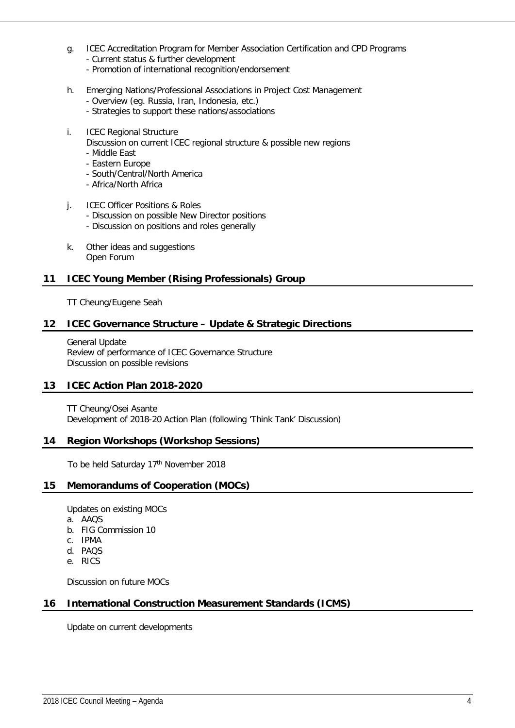g. ICEC Accreditation Program for Member Association Certification and CPD Programs
   - Current status & further development
   - Promotion of international recognition/endorsement

h. Emerging Nations/Professional Associations in Project Cost Management
   - Overview (eg. Russia, Iran, Indonesia, etc.)
   - Strategies to support these nations/associations

i. ICEC Regional Structure
   Discussion on current ICEC regional structure & possible new regions
   - Middle East
   - Eastern Europe
   - South/Central/North America
   - Africa/North Africa

j. ICEC Officer Positions & Roles
   - Discussion on possible New Director positions
   - Discussion on positions and roles generally

k. Other ideas and suggestions
   Open Forum

## 11 ICEC Young Member (Rising Professionals) Group

TT Cheung/Eugene Seah

## 12 ICEC Governance Structure – Update & Strategic Directions

General Update
Review of performance of ICEC Governance Structure
Discussion on possible revisions

## 13 ICEC Action Plan 2018-2020

TT Cheung/Osei Asante
Development of 2018-20 Action Plan (following 'Think Tank' Discussion)

## 14 Region Workshops (Workshop Sessions)

To be held Saturday 17th November 2018

## 15 Memorandums of Cooperation (MOCs)

Updates on existing MOCs

a. AAQS
b. FIG Commission 10
c. IPMA
d. PAQS
e. RICS

Discussion on future MOCs

## 16 International Construction Measurement Standards (ICMS)

Update on current developments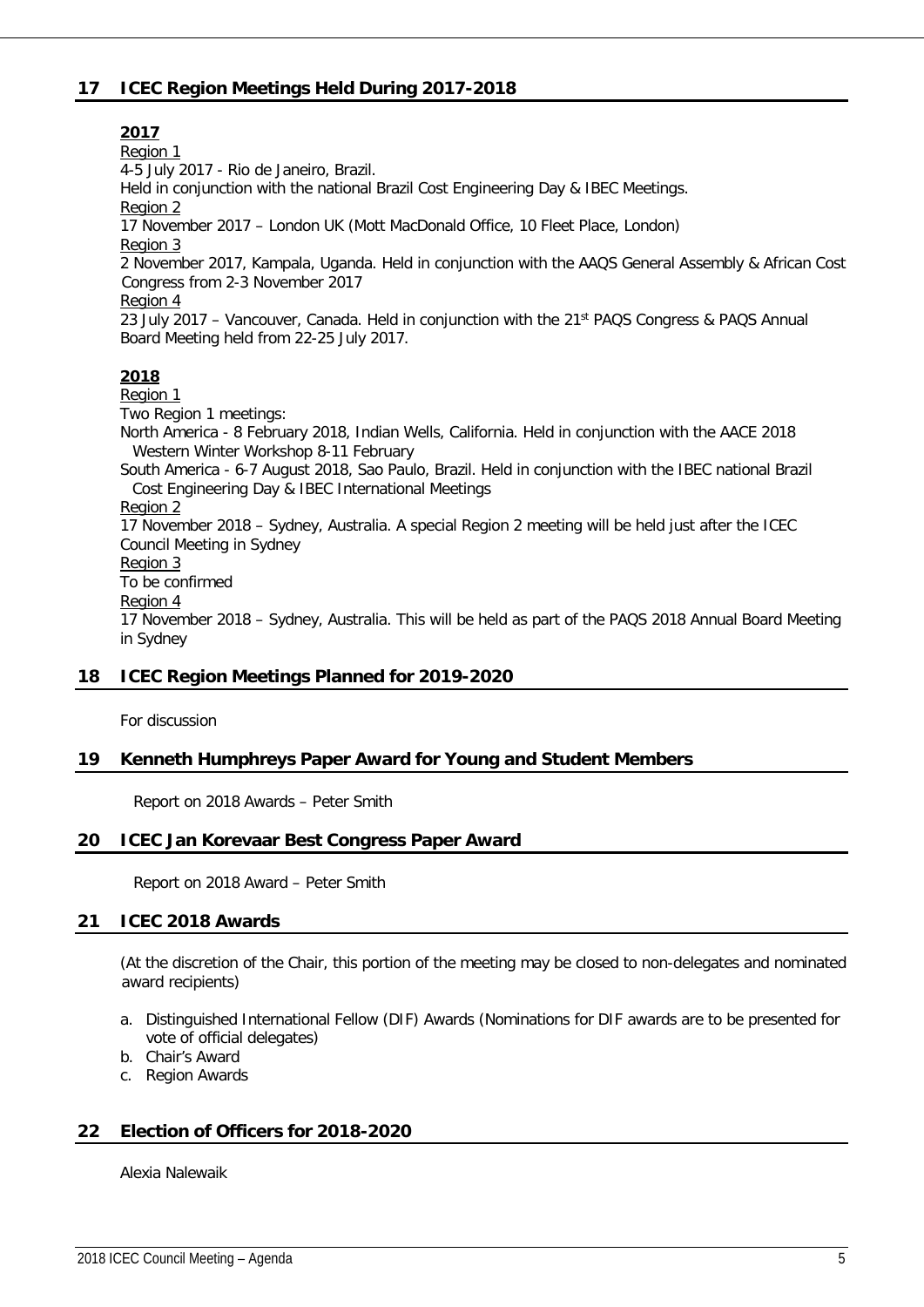## 17 ICEC Region Meetings Held During 2017-2018

**2017**

Region 1

4-5 July 2017 - Rio de Janeiro, Brazil.

Held in conjunction with the national Brazil Cost Engineering Day & IBEC Meetings.

Region 2

17 November 2017 – London UK (Mott MacDonald Office, 10 Fleet Place, London)

Region 3

2 November 2017, Kampala, Uganda. Held in conjunction with the AAQS General Assembly & African Cost Congress from 2-3 November 2017

Region 4

23 July 2017 – Vancouver, Canada. Held in conjunction with the 21st PAQS Congress & PAQS Annual Board Meeting held from 22-25 July 2017.

**2018**

Region 1

Two Region 1 meetings:

North America - 8 February 2018, Indian Wells, California. Held in conjunction with the AACE 2018 Western Winter Workshop 8-11 February

South America - 6-7 August 2018, Sao Paulo, Brazil. Held in conjunction with the IBEC national Brazil Cost Engineering Day & IBEC International Meetings

Region 2

17 November 2018 – Sydney, Australia. A special Region 2 meeting will be held just after the ICEC Council Meeting in Sydney

Region 3

To be confirmed

Region 4

17 November 2018 – Sydney, Australia. This will be held as part of the PAQS 2018 Annual Board Meeting in Sydney

## 18 ICEC Region Meetings Planned for 2019-2020

For discussion

## 19 Kenneth Humphreys Paper Award for Young and Student Members

Report on 2018 Awards – Peter Smith

## 20 ICEC Jan Korevaar Best Congress Paper Award

Report on 2018 Award – Peter Smith

## 21 ICEC 2018 Awards

(At the discretion of the Chair, this portion of the meeting may be closed to non-delegates and nominated award recipients)

a. Distinguished International Fellow (DIF) Awards (Nominations for DIF awards are to be presented for vote of official delegates)
b. Chair's Award
c. Region Awards

## 22 Election of Officers for 2018-2020

Alexia Nalewaik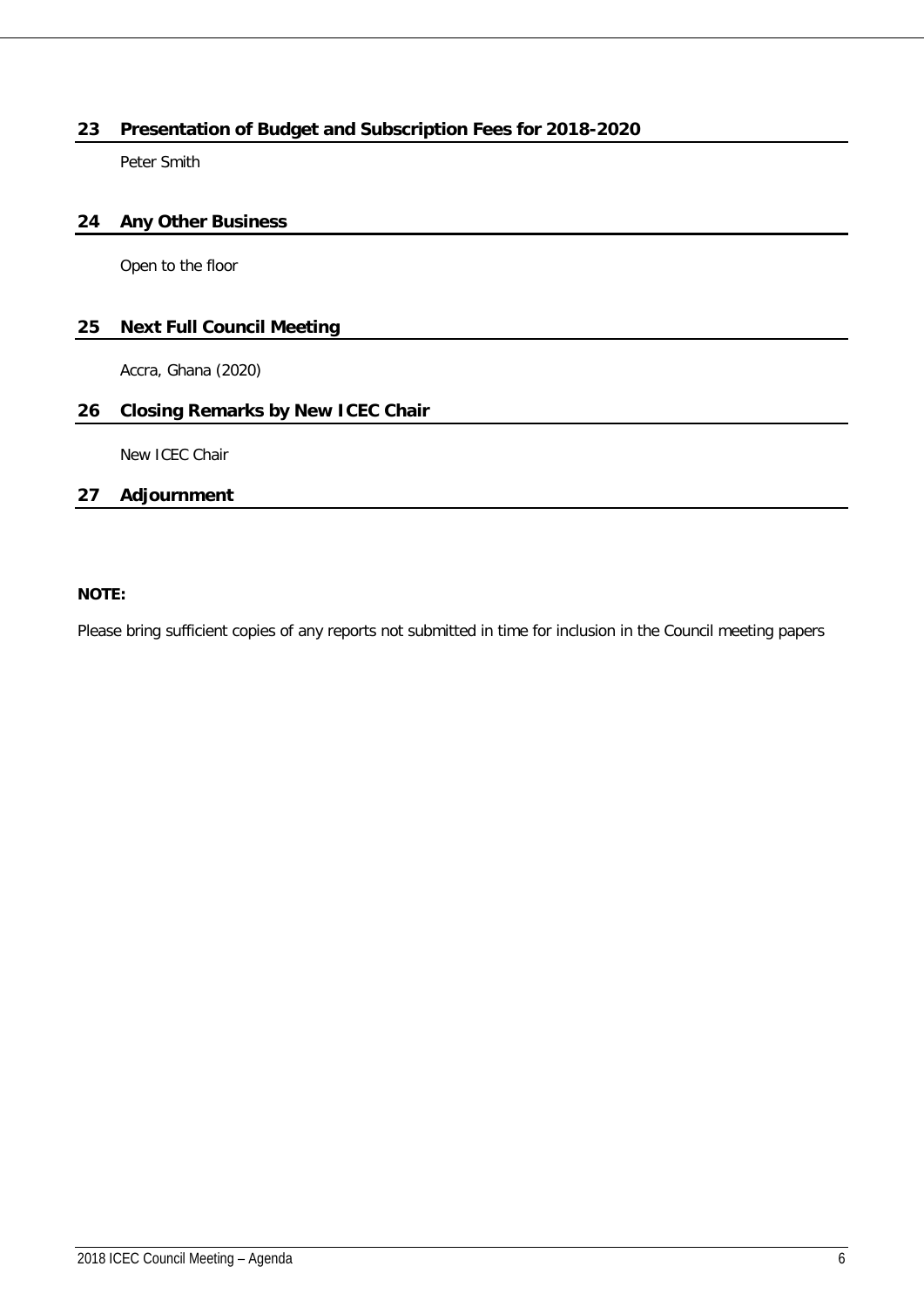## 23 Presentation of Budget and Subscription Fees for 2018-2020

Peter Smith

## 24 Any Other Business

Open to the floor

## 25 Next Full Council Meeting

Accra, Ghana (2020)

## 26 Closing Remarks by New ICEC Chair

New ICEC Chair

## 27 Adjournment

**NOTE:**

Please bring sufficient copies of any reports not submitted in time for inclusion in the Council meeting papers